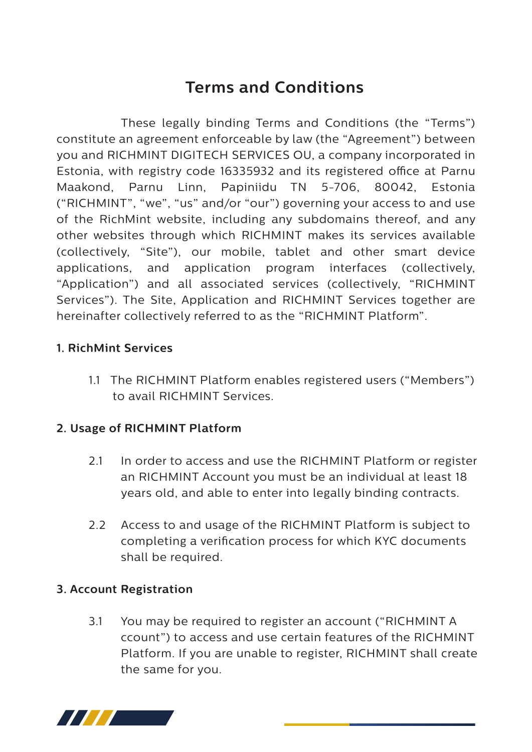# Terms and Conditions

These legally binding Terms and Conditions (the "Terms") constitute an agreement enforceable by law (the "Agreement") between you and RICHMINT DIGITECH SERVICES OU, a company incorporated in Estonia, with registry code 16335932 and its registered office at Parnu Maakond, Parnu Linn, Papiniidu TN 5-706, 80042, Estonia ("RICHMINT", "we", "us" and/or "our") governing your access to and use of the RichMint website, including any subdomains thereof, and any other websites through which RICHMINT makes its services available (collectively, "Site"), our mobile, tablet and other smart device applications, and application program interfaces (collectively, "Application") and all associated services (collectively, "RICHMINT Services"). The Site, Application and RICHMINT Services together are hereinafter collectively referred to as the "RICHMINT Platform".

## 1. RichMint Services

1.1 The RICHMINT Platform enables registered users ("Members") to avail RICHMINT Services.

## 2. Usage of RICHMINT Platform

2.1 In order to access and use the RICHMINT Platform or register an RICHMINT Account you must be an individual at least 18 years old, and able to enter into legally binding contracts.

2.2 Access to and usage of the RICHMINT Platform is subject to completing a verification process for which KYC documents shall be required.

## 3. Account Registration

3.1 You may be required to register an account ("RICHMINT A ccount") to access and use certain features of the RICHMINT Platform. If you are unable to register, RICHMINT shall create the same for you.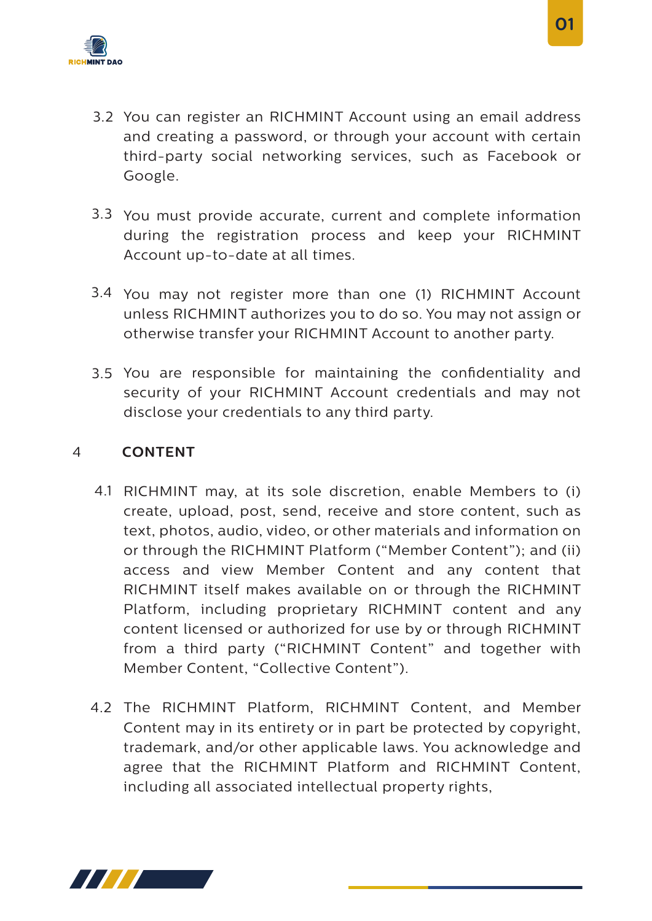3.2 You can register an RICHMINT Account using an email address and creating a password, or through your account with certain third-party social networking services, such as Facebook or Google.

3.3 You must provide accurate, current and complete information during the registration process and keep your RICHMINT Account up-to-date at all times.

3.4 You may not register more than one (1) RICHMINT Account unless RICHMINT authorizes you to do so. You may not assign or otherwise transfer your RICHMINT Account to another party.

3.5 You are responsible for maintaining the confidentiality and security of your RICHMINT Account credentials and may not disclose your credentials to any third party.

## 4 CONTENT

4.1 RICHMINT may, at its sole discretion, enable Members to (i) create, upload, post, send, receive and store content, such as text, photos, audio, video, or other materials and information on or through the RICHMINT Platform ("Member Content"); and (ii) access and view Member Content and any content that RICHMINT itself makes available on or through the RICHMINT Platform, including proprietary RICHMINT content and any content licensed or authorized for use by or through RICHMINT from a third party ("RICHMINT Content" and together with Member Content, "Collective Content").

4.2 The RICHMINT Platform, RICHMINT Content, and Member Content may in its entirety or in part be protected by copyright, trademark, and/or other applicable laws. You acknowledge and agree that the RICHMINT Platform and RICHMINT Content, including all associated intellectual property rights,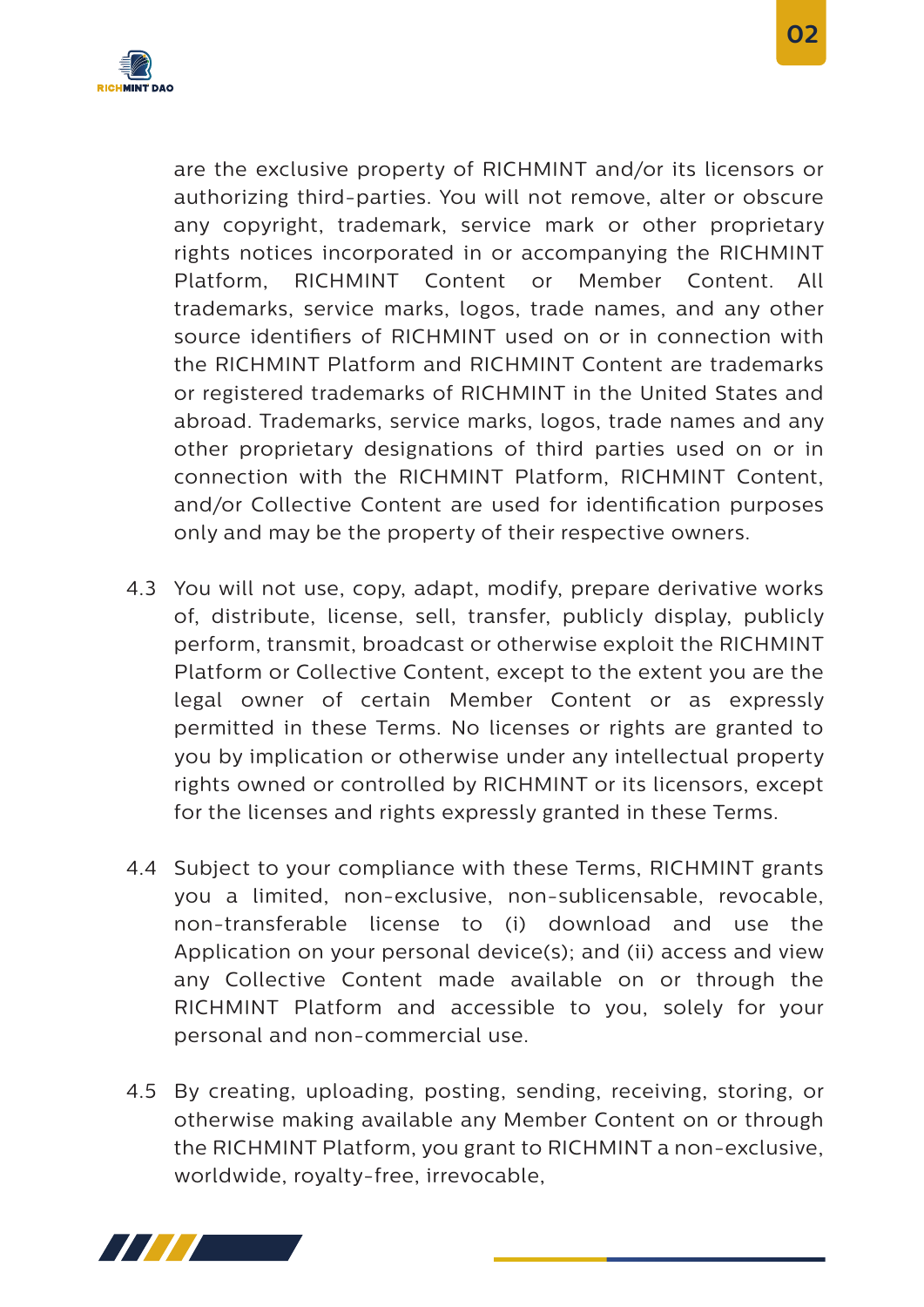are the exclusive property of RICHMINT and/or its licensors or authorizing third-parties. You will not remove, alter or obscure any copyright, trademark, service mark or other proprietary rights notices incorporated in or accompanying the RICHMINT Platform, RICHMINT Content or Member Content. All trademarks, service marks, logos, trade names, and any other source identifiers of RICHMINT used on or in connection with the RICHMINT Platform and RICHMINT Content are trademarks or registered trademarks of RICHMINT in the United States and abroad. Trademarks, service marks, logos, trade names and any other proprietary designations of third parties used on or in connection with the RICHMINT Platform, RICHMINT Content, and/or Collective Content are used for identification purposes only and may be the property of their respective owners.

4.3 You will not use, copy, adapt, modify, prepare derivative works of, distribute, license, sell, transfer, publicly display, publicly perform, transmit, broadcast or otherwise exploit the RICHMINT Platform or Collective Content, except to the extent you are the legal owner of certain Member Content or as expressly permitted in these Terms. No licenses or rights are granted to you by implication or otherwise under any intellectual property rights owned or controlled by RICHMINT or its licensors, except for the licenses and rights expressly granted in these Terms.

4.4 Subject to your compliance with these Terms, RICHMINT grants you a limited, non-exclusive, non-sublicensable, revocable, non-transferable license to (i) download and use the Application on your personal device(s); and (ii) access and view any Collective Content made available on or through the RICHMINT Platform and accessible to you, solely for your personal and non-commercial use.

4.5 By creating, uploading, posting, sending, receiving, storing, or otherwise making available any Member Content on or through the RICHMINT Platform, you grant to RICHMINT a non-exclusive, worldwide, royalty-free, irrevocable,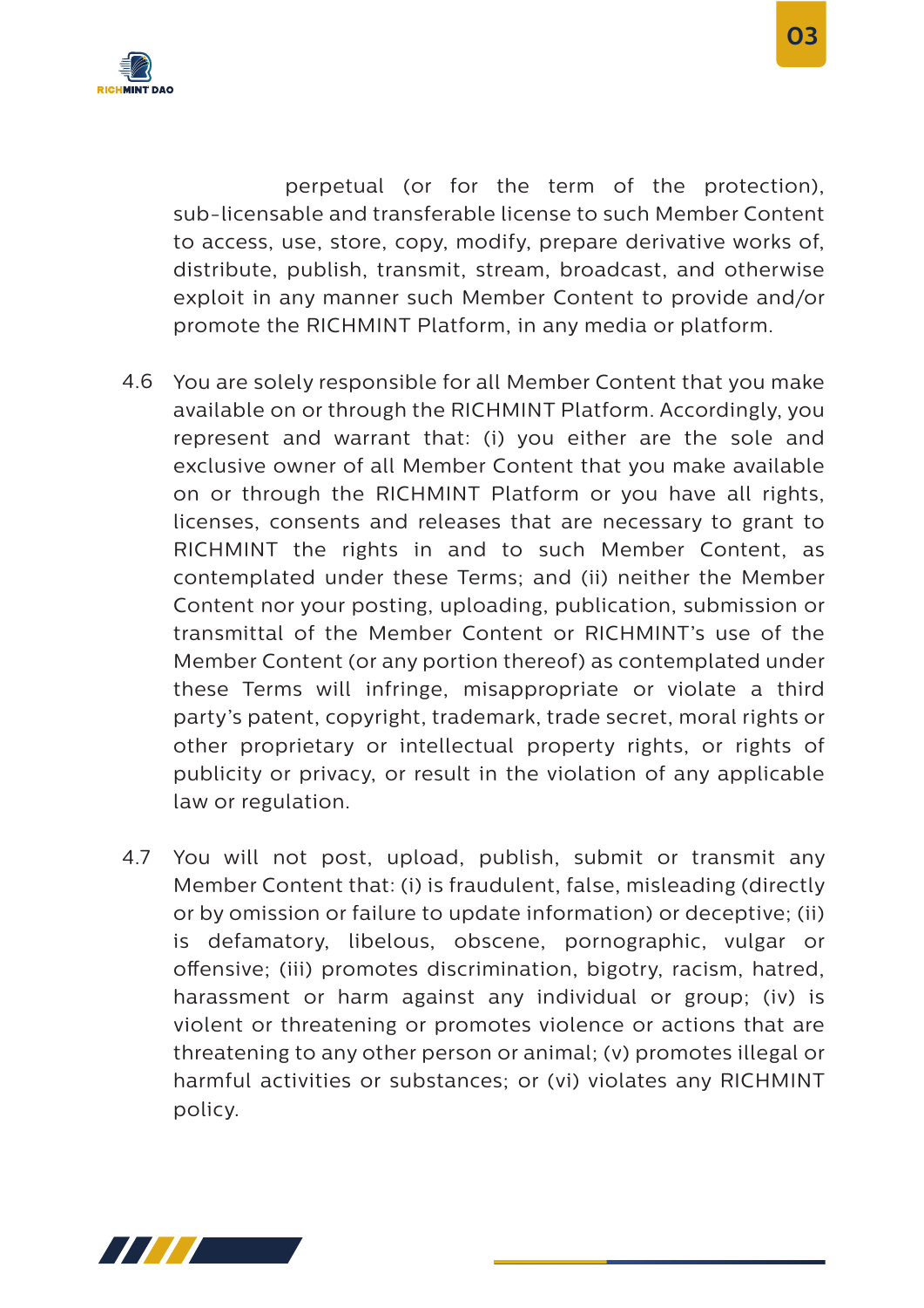perpetual (or for the term of the protection), sub-licensable and transferable license to such Member Content to access, use, store, copy, modify, prepare derivative works of, distribute, publish, transmit, stream, broadcast, and otherwise exploit in any manner such Member Content to provide and/or promote the RICHMINT Platform, in any media or platform.

4.6 You are solely responsible for all Member Content that you make available on or through the RICHMINT Platform. Accordingly, you represent and warrant that: (i) you either are the sole and exclusive owner of all Member Content that you make available on or through the RICHMINT Platform or you have all rights, licenses, consents and releases that are necessary to grant to RICHMINT the rights in and to such Member Content, as contemplated under these Terms; and (ii) neither the Member Content nor your posting, uploading, publication, submission or transmittal of the Member Content or RICHMINT's use of the Member Content (or any portion thereof) as contemplated under these Terms will infringe, misappropriate or violate a third party's patent, copyright, trademark, trade secret, moral rights or other proprietary or intellectual property rights, or rights of publicity or privacy, or result in the violation of any applicable law or regulation.

4.7 You will not post, upload, publish, submit or transmit any Member Content that: (i) is fraudulent, false, misleading (directly or by omission or failure to update information) or deceptive; (ii) is defamatory, libelous, obscene, pornographic, vulgar or offensive; (iii) promotes discrimination, bigotry, racism, hatred, harassment or harm against any individual or group; (iv) is violent or threatening or promotes violence or actions that are threatening to any other person or animal; (v) promotes illegal or harmful activities or substances; or (vi) violates any RICHMINT policy.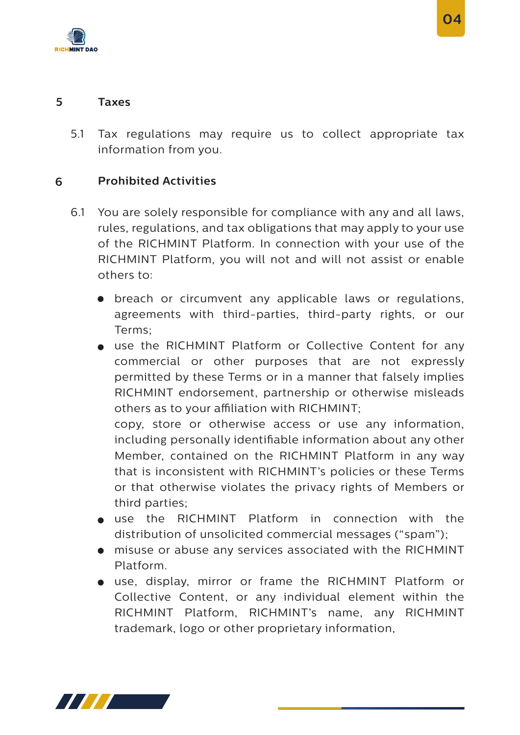## 5 Taxes

5.1 Tax regulations may require us to collect appropriate tax information from you.

## 6 Prohibited Activities

6.1 You are solely responsible for compliance with any and all laws, rules, regulations, and tax obligations that may apply to your use of the RICHMINT Platform. In connection with your use of the RICHMINT Platform, you will not and will not assist or enable others to:

- breach or circumvent any applicable laws or regulations, agreements with third-parties, third-party rights, or our Terms;
- use the RICHMINT Platform or Collective Content for any commercial or other purposes that are not expressly permitted by these Terms or in a manner that falsely implies RICHMINT endorsement, partnership or otherwise misleads others as to your affiliation with RICHMINT;
  copy, store or otherwise access or use any information, including personally identifiable information about any other Member, contained on the RICHMINT Platform in any way that is inconsistent with RICHMINT's policies or these Terms or that otherwise violates the privacy rights of Members or third parties;
- use the RICHMINT Platform in connection with the distribution of unsolicited commercial messages ("spam");
- misuse or abuse any services associated with the RICHMINT Platform.
- use, display, mirror or frame the RICHMINT Platform or Collective Content, or any individual element within the RICHMINT Platform, RICHMINT's name, any RICHMINT trademark, logo or other proprietary information,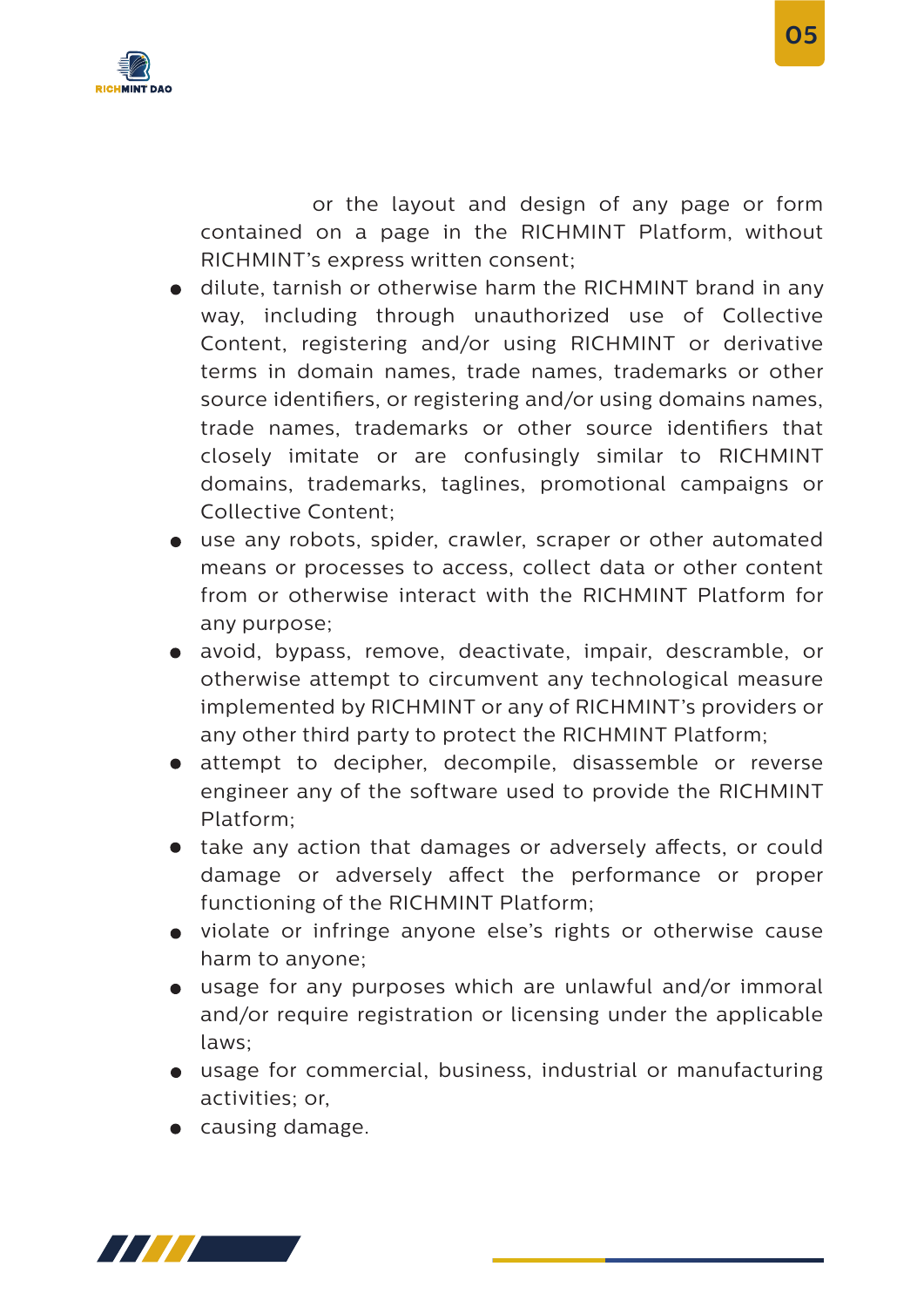or the layout and design of any page or form contained on a page in the RICHMINT Platform, without RICHMINT's express written consent;

- dilute, tarnish or otherwise harm the RICHMINT brand in any way, including through unauthorized use of Collective Content, registering and/or using RICHMINT or derivative terms in domain names, trade names, trademarks or other source identifiers, or registering and/or using domains names, trade names, trademarks or other source identifiers that closely imitate or are confusingly similar to RICHMINT domains, trademarks, taglines, promotional campaigns or Collective Content;
- use any robots, spider, crawler, scraper or other automated means or processes to access, collect data or other content from or otherwise interact with the RICHMINT Platform for any purpose;
- avoid, bypass, remove, deactivate, impair, descramble, or otherwise attempt to circumvent any technological measure implemented by RICHMINT or any of RICHMINT's providers or any other third party to protect the RICHMINT Platform;
- attempt to decipher, decompile, disassemble or reverse engineer any of the software used to provide the RICHMINT Platform;
- take any action that damages or adversely affects, or could damage or adversely affect the performance or proper functioning of the RICHMINT Platform;
- violate or infringe anyone else's rights or otherwise cause harm to anyone;
- usage for any purposes which are unlawful and/or immoral and/or require registration or licensing under the applicable laws;
- usage for commercial, business, industrial or manufacturing activities; or,
- causing damage.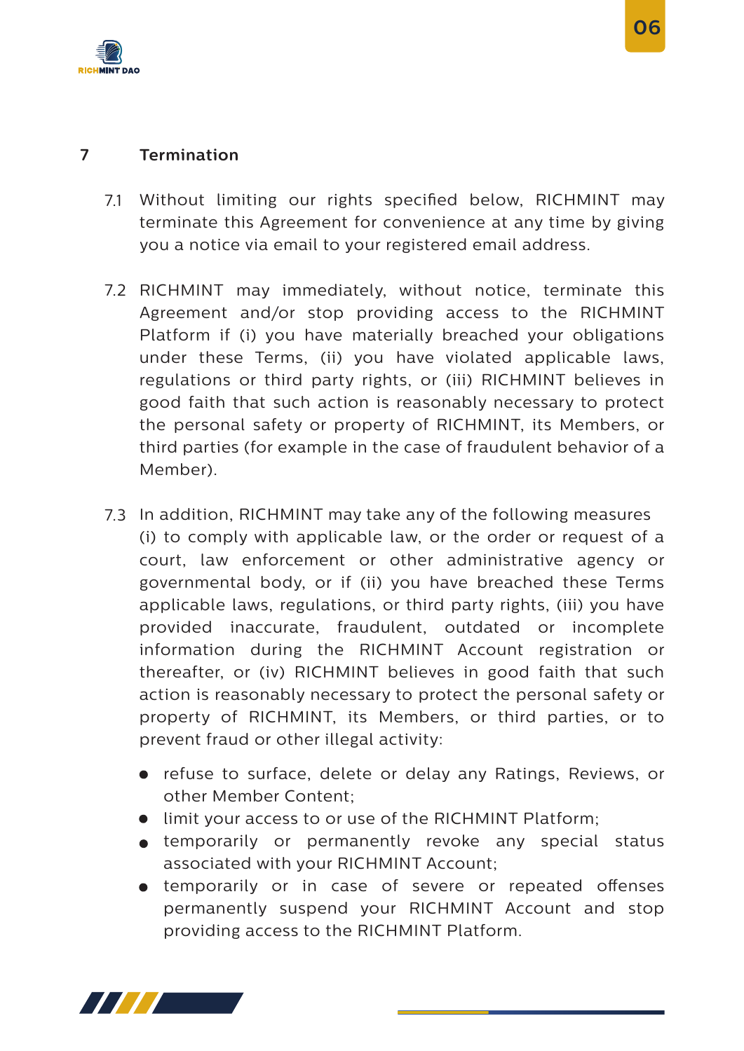## 7 Termination

7.1 Without limiting our rights specified below, RICHMINT may terminate this Agreement for convenience at any time by giving you a notice via email to your registered email address.

7.2 RICHMINT may immediately, without notice, terminate this Agreement and/or stop providing access to the RICHMINT Platform if (i) you have materially breached your obligations under these Terms, (ii) you have violated applicable laws, regulations or third party rights, or (iii) RICHMINT believes in good faith that such action is reasonably necessary to protect the personal safety or property of RICHMINT, its Members, or third parties (for example in the case of fraudulent behavior of a Member).

7.3 In addition, RICHMINT may take any of the following measures (i) to comply with applicable law, or the order or request of a court, law enforcement or other administrative agency or governmental body, or if (ii) you have breached these Terms applicable laws, regulations, or third party rights, (iii) you have provided inaccurate, fraudulent, outdated or incomplete information during the RICHMINT Account registration or thereafter, or (iv) RICHMINT believes in good faith that such action is reasonably necessary to protect the personal safety or property of RICHMINT, its Members, or third parties, or to prevent fraud or other illegal activity:

- refuse to surface, delete or delay any Ratings, Reviews, or other Member Content;
- limit your access to or use of the RICHMINT Platform;
- temporarily or permanently revoke any special status associated with your RICHMINT Account;
- temporarily or in case of severe or repeated offenses permanently suspend your RICHMINT Account and stop providing access to the RICHMINT Platform.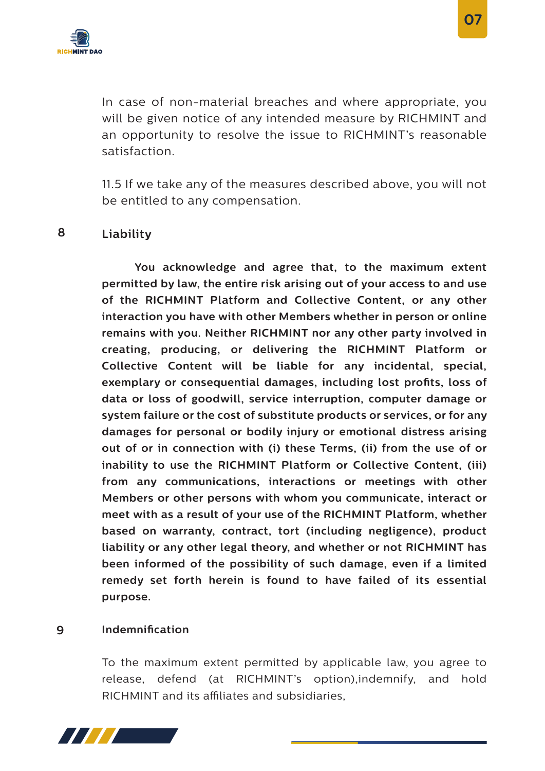In case of non-material breaches and where appropriate, you will be given notice of any intended measure by RICHMINT and an opportunity to resolve the issue to RICHMINT's reasonable satisfaction.

11.5 If we take any of the measures described above, you will not be entitled to any compensation.

## 8 Liability

**You acknowledge and agree that, to the maximum extent permitted by law, the entire risk arising out of your access to and use of the RICHMINT Platform and Collective Content, or any other interaction you have with other Members whether in person or online remains with you. Neither RICHMINT nor any other party involved in creating, producing, or delivering the RICHMINT Platform or Collective Content will be liable for any incidental, special, exemplary or consequential damages, including lost profits, loss of data or loss of goodwill, service interruption, computer damage or system failure or the cost of substitute products or services, or for any damages for personal or bodily injury or emotional distress arising out of or in connection with (i) these Terms, (ii) from the use of or inability to use the RICHMINT Platform or Collective Content, (iii) from any communications, interactions or meetings with other Members or other persons with whom you communicate, interact or meet with as a result of your use of the RICHMINT Platform, whether based on warranty, contract, tort (including negligence), product liability or any other legal theory, and whether or not RICHMINT has been informed of the possibility of such damage, even if a limited remedy set forth herein is found to have failed of its essential purpose.**

## 9 Indemnification

To the maximum extent permitted by applicable law, you agree to release, defend (at RICHMINT's option),indemnify, and hold RICHMINT and its affiliates and subsidiaries,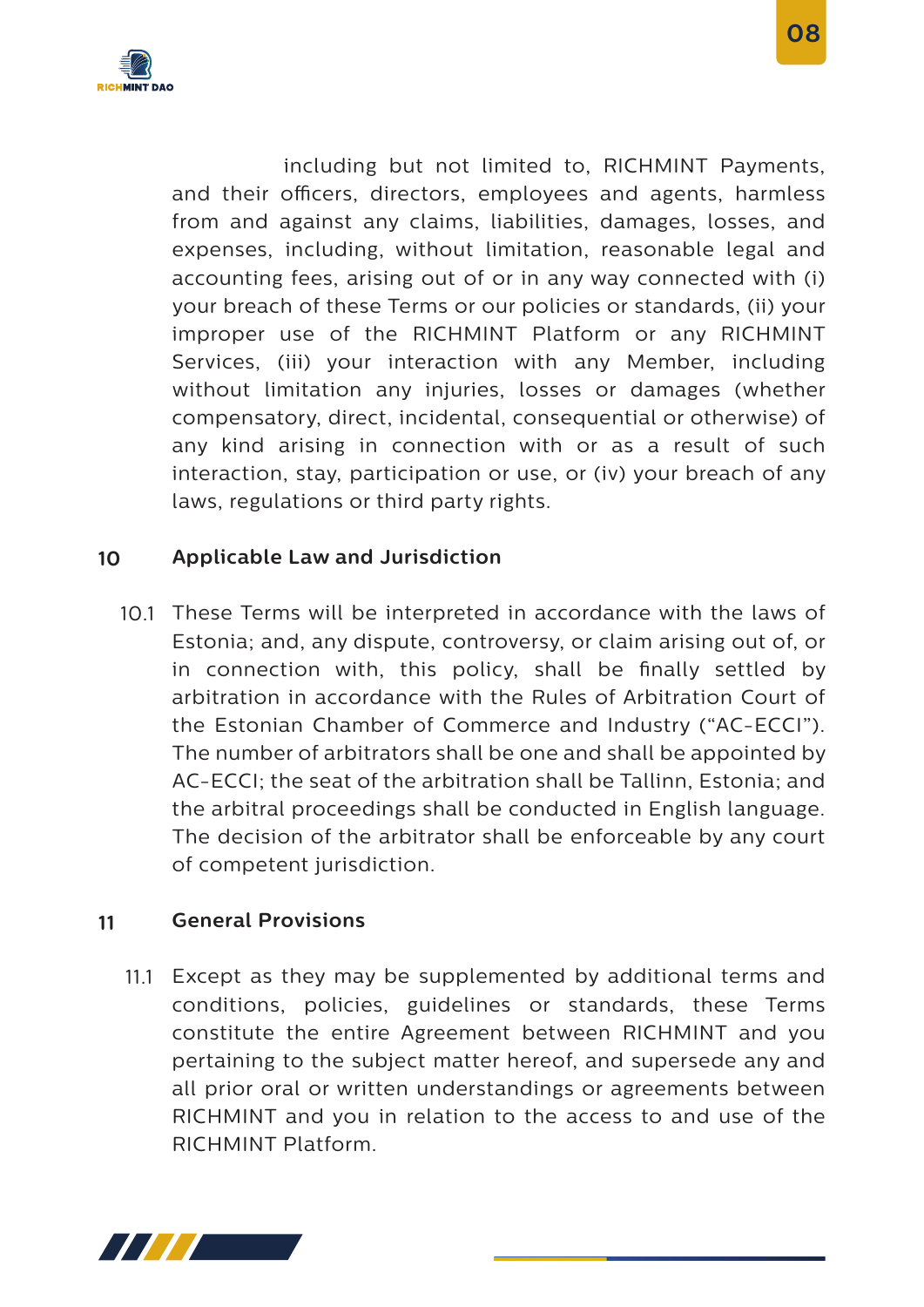including but not limited to, RICHMINT Payments, and their officers, directors, employees and agents, harmless from and against any claims, liabilities, damages, losses, and expenses, including, without limitation, reasonable legal and accounting fees, arising out of or in any way connected with (i) your breach of these Terms or our policies or standards, (ii) your improper use of the RICHMINT Platform or any RICHMINT Services, (iii) your interaction with any Member, including without limitation any injuries, losses or damages (whether compensatory, direct, incidental, consequential or otherwise) of any kind arising in connection with or as a result of such interaction, stay, participation or use, or (iv) your breach of any laws, regulations or third party rights.

## 10 Applicable Law and Jurisdiction

10.1 These Terms will be interpreted in accordance with the laws of Estonia; and, any dispute, controversy, or claim arising out of, or in connection with, this policy, shall be finally settled by arbitration in accordance with the Rules of Arbitration Court of the Estonian Chamber of Commerce and Industry (“AC-ECCI”). The number of arbitrators shall be one and shall be appointed by AC-ECCI; the seat of the arbitration shall be Tallinn, Estonia; and the arbitral proceedings shall be conducted in English language. The decision of the arbitrator shall be enforceable by any court of competent jurisdiction.

## 11 General Provisions

11.1 Except as they may be supplemented by additional terms and conditions, policies, guidelines or standards, these Terms constitute the entire Agreement between RICHMINT and you pertaining to the subject matter hereof, and supersede any and all prior oral or written understandings or agreements between RICHMINT and you in relation to the access to and use of the RICHMINT Platform.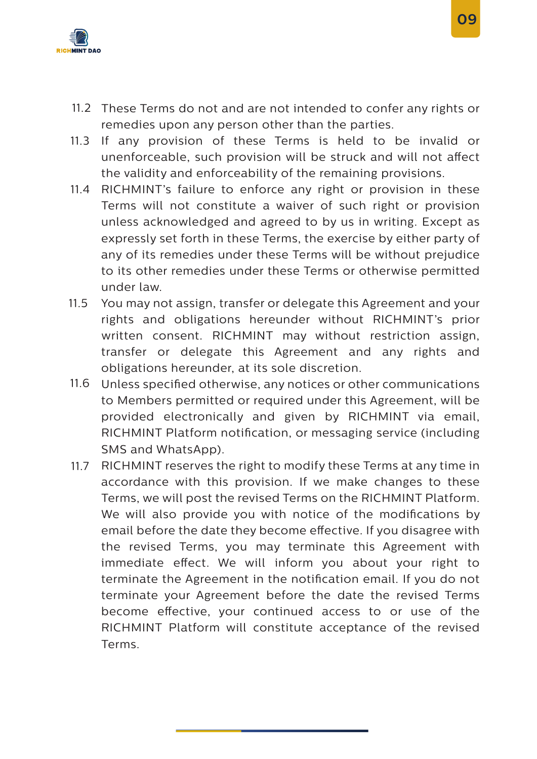11.2 These Terms do not and are not intended to confer any rights or remedies upon any person other than the parties.

11.3 If any provision of these Terms is held to be invalid or unenforceable, such provision will be struck and will not affect the validity and enforceability of the remaining provisions.

11.4 RICHMINT's failure to enforce any right or provision in these Terms will not constitute a waiver of such right or provision unless acknowledged and agreed to by us in writing. Except as expressly set forth in these Terms, the exercise by either party of any of its remedies under these Terms will be without prejudice to its other remedies under these Terms or otherwise permitted under law.

11.5 You may not assign, transfer or delegate this Agreement and your rights and obligations hereunder without RICHMINT's prior written consent. RICHMINT may without restriction assign, transfer or delegate this Agreement and any rights and obligations hereunder, at its sole discretion.

11.6 Unless specified otherwise, any notices or other communications to Members permitted or required under this Agreement, will be provided electronically and given by RICHMINT via email, RICHMINT Platform notification, or messaging service (including SMS and WhatsApp).

11.7 RICHMINT reserves the right to modify these Terms at any time in accordance with this provision. If we make changes to these Terms, we will post the revised Terms on the RICHMINT Platform. We will also provide you with notice of the modifications by email before the date they become effective. If you disagree with the revised Terms, you may terminate this Agreement with immediate effect. We will inform you about your right to terminate the Agreement in the notification email. If you do not terminate your Agreement before the date the revised Terms become effective, your continued access to or use of the RICHMINT Platform will constitute acceptance of the revised Terms.